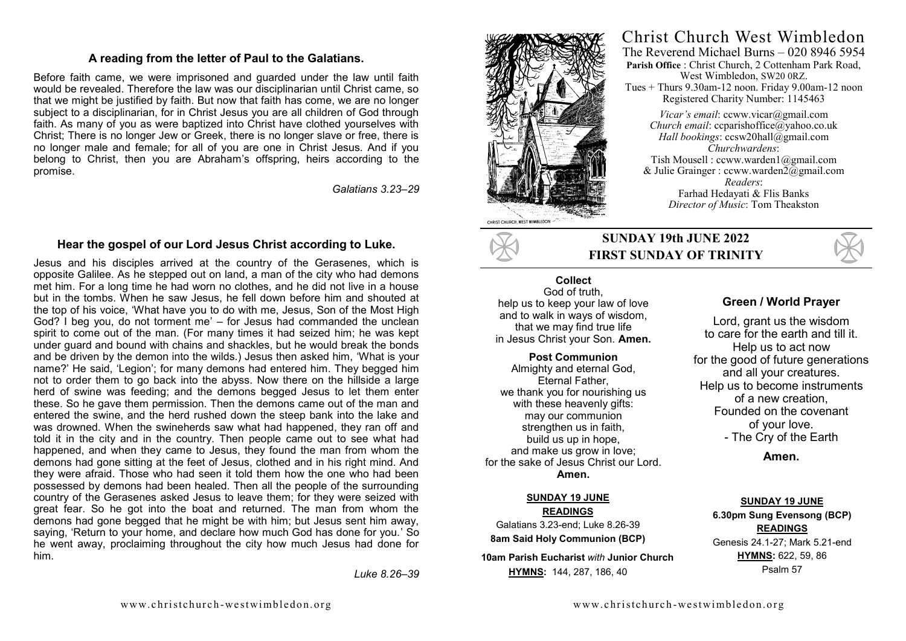### A reading from the letter of Paul to the Galatians.

Before faith came, we were imprisoned and guarded under the law until faith would be revealed. Therefore the law was our disciplinarian until Christ came, so that we might be justified by faith. But now that faith has come, we are no longer subject to a disciplinarian, for in Christ Jesus you are all children of God through faith. As many of you as were baptized into Christ have clothed yourselves with Christ; There is no longer Jew or Greek, there is no longer slave or free, there is no longer male and female; for all of you are one in Christ Jesus. And if you belong to Christ, then you are Abraham's offspring, heirs according to the promise.

*Galatians 3.23–29*

### Hear the gospel of our Lord Jesus Christ according to Luke.

Jesus and his disciples arrived at the country of the Gerasenes, which is opposite Galilee. As he stepped out on land, a man of the city who had demons met him. For a long time he had worn no clothes, and he did not live in a house but in the tombs. When he saw Jesus, he fell down before him and shouted at the top of his voice, 'What have you to do with me, Jesus, Son of the Most High God? I beg you, do not torment me' – for Jesus had commanded the unclean spirit to come out of the man. (For many times it had seized him; he was kept under guard and bound with chains and shackles, but he would break the bonds and be driven by the demon into the wilds.) Jesus then asked him, 'What is your name?' He said, 'Legion'; for many demons had entered him. They begged him not to order them to go back into the abyss. Now there on the hillside a large herd of swine was feeding; and the demons begged Jesus to let them enter these. So he gave them permission. Then the demons came out of the man and entered the swine, and the herd rushed down the steep bank into the lake and was drowned. When the swineherds saw what had happened, they ran off and told it in the city and in the country. Then people came out to see what had happened, and when they came to Jesus, they found the man from whom the demons had gone sitting at the feet of Jesus, clothed and in his right mind. And they were afraid. Those who had seen it told them how the one who had been possessed by demons had been healed. Then all the people of the surrounding country of the Gerasenes asked Jesus to leave them; for they were seized with great fear. So he got into the boat and returned. The man from whom the demons had gone begged that he might be with him; but Jesus sent him away, saying, 'Return to your home, and declare how much God has done for you.' So he went away, proclaiming throughout the city how much Jesus had done for him.

*Luke 8.26–39*

# Christ Church West Wimbledon

The Reverend Michael Burns – 020 8946 5954

**Parish Office** : Christ Church, 2 Cottenham Park Road, West Wimbledon, SW20 0RZ.
Tues + Thurs 9.30am-12 noon. Friday 9.00am-12 noon
Registered Charity Number: 1145463

*Vicar's email*: ccww.vicar@gmail.com
*Church email*: ccparishoffice@yahoo.co.uk
*Hall bookings*: ccsw20hall@gmail.com
*Churchwardens*:
Tish Mousell : ccww.warden1@gmail.com
& Julie Grainger : ccww.warden2@gmail.com
*Readers*:
Farhad Hedayati & Flis Banks
*Director of Music*: Tom Theakston

## SUNDAY 19th JUNE 2022
## FIRST SUNDAY OF TRINITY

**Collect**

God of truth,
help us to keep your law of love
and to walk in ways of wisdom,
that we may find true life
in Jesus Christ your Son. **Amen.**

**Post Communion**

Almighty and eternal God,
Eternal Father,
we thank you for nourishing us
with these heavenly gifts:
may our communion
strengthen us in faith,
build us up in hope,
and make us grow in love;
for the sake of Jesus Christ our Lord.
**Amen.**

### Green / World Prayer

Lord, grant us the wisdom
to care for the earth and till it.
Help us to act now
for the good of future generations
and all your creatures.
Help us to become instruments
of a new creation,
Founded on the covenant
of your love.
- The Cry of the Earth

**Amen.**

**SUNDAY 19 JUNE**

**READINGS**

Galatians 3.23-end; Luke 8.26-39

**8am Said Holy Communion (BCP)**

**10am Parish Eucharist** *with* **Junior Church**

**HYMNS:** 144, 287, 186, 40

**SUNDAY 19 JUNE**

**6.30pm Sung Evensong (BCP)**

**READINGS**

Genesis 24.1-27; Mark 5.21-end

**HYMNS:** 622, 59, 86

Psalm 57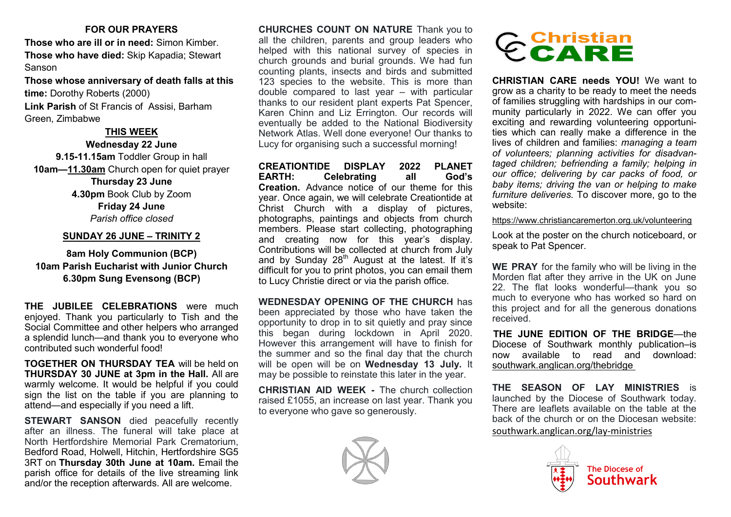**FOR OUR PRAYERS**

**Those who are ill or in need:** Simon Kimber.
**Those who have died:** Skip Kapadia; Stewart Sanson

**Those whose anniversary of death falls at this time:** Dorothy Roberts (2000)

**Link Parish** of St Francis of Assisi, Barham Green, Zimbabwe

**THIS WEEK**

**Wednesday 22 June**
**9.15-11.15am** Toddler Group in hall
**10am—11.30am** Church open for quiet prayer
**Thursday 23 June**
**4.30pm** Book Club by Zoom
**Friday 24 June**
*Parish office closed*

**SUNDAY 26 JUNE – TRINITY 2**

**8am Holy Communion (BCP)**
**10am Parish Eucharist with Junior Church**
**6.30pm Sung Evensong (BCP)**

**THE JUBILEE CELEBRATIONS** were much enjoyed. Thank you particularly to Tish and the Social Committee and other helpers who arranged a splendid lunch—and thank you to everyone who contributed such wonderful food!

**TOGETHER ON THURSDAY TEA** will be held on **THURSDAY 30 JUNE at 3pm in the Hall.** All are warmly welcome. It would be helpful if you could sign the list on the table if you are planning to attend—and especially if you need a lift.

**STEWART SANSON** died peacefully recently after an illness. The funeral will take place at North Hertfordshire Memorial Park Crematorium, Bedford Road, Holwell, Hitchin, Hertfordshire SG5 3RT on **Thursday 30th June at 10am.** Email the parish office for details of the live streaming link and/or the reception afterwards. All are welcome.

**CHURCHES COUNT ON NATURE** Thank you to all the children, parents and group leaders who helped with this national survey of species in church grounds and burial grounds. We had fun counting plants, insects and birds and submitted 123 species to the website. This is more than double compared to last year – with particular thanks to our resident plant experts Pat Spencer, Karen Chinn and Liz Errington. Our records will eventually be added to the National Biodiversity Network Atlas. Well done everyone! Our thanks to Lucy for organising such a successful morning!

**CREATIONTIDE DISPLAY 2022 PLANET EARTH: Celebrating all God's Creation.** Advance notice of our theme for this year. Once again, we will celebrate Creationtide at Christ Church with a display of pictures, photographs, paintings and objects from church members. Please start collecting, photographing and creating now for this year's display. Contributions will be collected at church from July and by Sunday 28th August at the latest. If it's difficult for you to print photos, you can email them to Lucy Christie direct or via the parish office.

**WEDNESDAY OPENING OF THE CHURCH** has been appreciated by those who have taken the opportunity to drop in to sit quietly and pray since this began during lockdown in April 2020. However this arrangement will have to finish for the summer and so the final day that the church will be open will be on **Wednesday 13 July.** It may be possible to reinstate this later in the year.

**CHRISTIAN AID WEEK -** The church collection raised £1055, an increase on last year. Thank you to everyone who gave so generously.

Christian CARE

**CHRISTIAN CARE needs YOU!** We want to grow as a charity to be ready to meet the needs of families struggling with hardships in our community particularly in 2022. We can offer you exciting and rewarding volunteering opportunities which can really make a difference in the lives of children and families: *managing a team of volunteers; planning activities for disadvantaged children; befriending a family; helping in our office; delivering by car packs of food, or baby items; driving the van or helping to make furniture deliveries.* To discover more, go to the website:

https://www.christiancaremerton.org.uk/volunteering

Look at the poster on the church noticeboard, or speak to Pat Spencer.

**WE PRAY** for the family who will be living in the Morden flat after they arrive in the UK on June 22. The flat looks wonderful—thank you so much to everyone who has worked so hard on this project and for all the generous donations received.

**THE JUNE EDITION OF THE BRIDGE**—the Diocese of Southwark monthly publication–is now available to read and download: southwark.anglican.org/thebridge

**THE SEASON OF LAY MINISTRIES** is launched by the Diocese of Southwark today. There are leaflets available on the table at the back of the church or on the Diocesan website: southwark.anglican.org/lay-ministries

The Diocese of Southwark